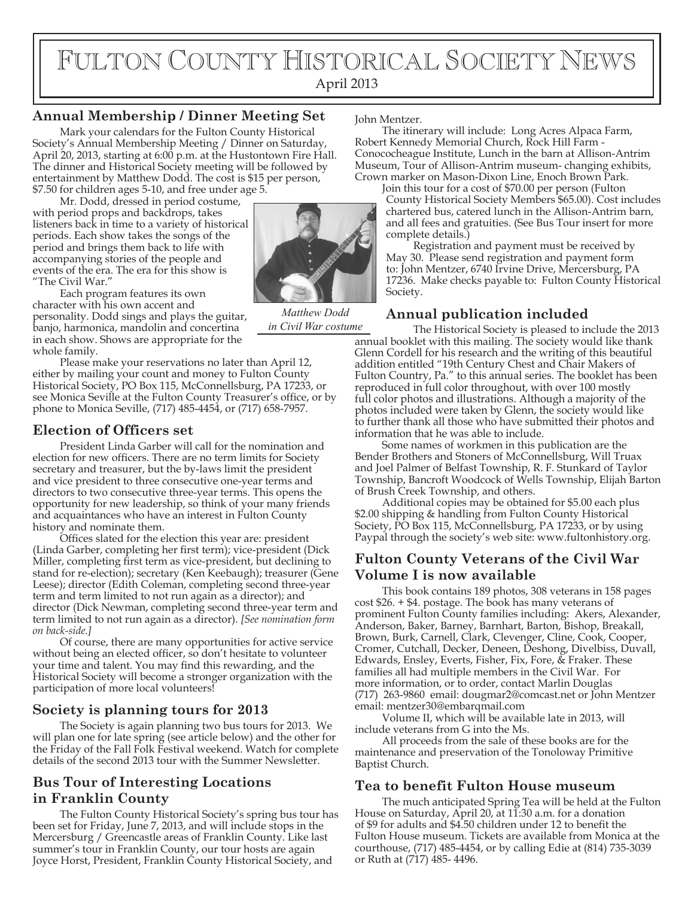# Fulton County Historical Society News

April 2013

## Annual Membership / Dinner Meeting Set

Mark your calendars for the Fulton County Historical Society's Annual Membership Meeting / Dinner on Saturday, April 20, 2013, starting at 6:00 p.m. at the Hustontown Fire Hall. The dinner and Historical Society meeting will be followed by entertainment by Matthew Dodd. The cost is $15 per person, $7.50 for children ages 5-10, and free under age 5.

Mr. Dodd, dressed in period costume, with period props and backdrops, takes listeners back in time to a variety of historical periods. Each show takes the songs of the period and brings them back to life with accompanying stories of the people and events of the era. The era for this show is "The Civil War."

*Matthew Dodd in Civil War costume*

Each program features its own character with his own accent and personality. Dodd sings and plays the guitar, banjo, harmonica, mandolin and concertina in each show. Shows are appropriate for the whole family.

Please make your reservations no later than April 12, either by mailing your count and money to Fulton County Historical Society, PO Box 115, McConnellsburg, PA 17233, or see Monica Seville at the Fulton County Treasurer's office, or by phone to Monica Seville, (717) 485-4454, or (717) 658-7957.

## Election of Officers set

President Linda Garber will call for the nomination and election for new officers. There are no term limits for Society secretary and treasurer, but the by-laws limit the president and vice president to three consecutive one-year terms and directors to two consecutive three-year terms. This opens the opportunity for new leadership, so think of your many friends and acquaintances who have an interest in Fulton County history and nominate them.

Offices slated for the election this year are: president (Linda Garber, completing her first term); vice-president (Dick Miller, completing first term as vice-president, but declining to stand for re-election); secretary (Ken Keebaugh); treasurer (Gene Leese); director (Edith Coleman, completing second three-year term and term limited to not run again as a director); and director (Dick Newman, completing second three-year term and term limited to not run again as a director). *[See nomination form on back-side.]*

Of course, there are many opportunities for active service without being an elected officer, so don't hesitate to volunteer your time and talent. You may find this rewarding, and the Historical Society will become a stronger organization with the participation of more local volunteers!

## Society is planning tours for 2013

The Society is again planning two bus tours for 2013. We will plan one for late spring (see article below) and the other for the Friday of the Fall Folk Festival weekend. Watch for complete details of the second 2013 tour with the Summer Newsletter.

## Bus Tour of Interesting Locations in Franklin County

The Fulton County Historical Society's spring bus tour has been set for Friday, June 7, 2013, and will include stops in the Mercersburg / Greencastle areas of Franklin County. Like last summer's tour in Franklin County, our tour hosts are again Joyce Horst, President, Franklin County Historical Society, and John Mentzer.

The itinerary will include: Long Acres Alpaca Farm, Robert Kennedy Memorial Church, Rock Hill Farm - Conococheague Institute, Lunch in the barn at Allison-Antrim Museum, Tour of Allison-Antrim museum- changing exhibits, Crown marker on Mason-Dixon Line, Enoch Brown Park.

Join this tour for a cost of $70.00 per person (Fulton County Historical Society Members $65.00). Cost includes chartered bus, catered lunch in the Allison-Antrim barn, and all fees and gratuities. (See Bus Tour insert for more complete details.)

Registration and payment must be received by May 30. Please send registration and payment form to: John Mentzer, 6740 Irvine Drive, Mercersburg, PA 17236. Make checks payable to: Fulton County Historical Society.

## Annual publication included

The Historical Society is pleased to include the 2013 annual booklet with this mailing. The society would like thank Glenn Cordell for his research and the writing of this beautiful addition entitled "19th Century Chest and Chair Makers of Fulton Country, Pa." to this annual series. The booklet has been reproduced in full color throughout, with over 100 mostly full color photos and illustrations. Although a majority of the photos included were taken by Glenn, the society would like to further thank all those who have submitted their photos and information that he was able to include.

Some names of workmen in this publication are the Bender Brothers and Stoners of McConnellsburg, Will Truax and Joel Palmer of Belfast Township, R. F. Stunkard of Taylor Township, Bancroft Woodcock of Wells Township, Elijah Barton of Brush Creek Township, and others.

Additional copies may be obtained for $5.00 each plus $2.00 shipping & handling from Fulton County Historical Society, PO Box 115, McConnellsburg, PA 17233, or by using Paypal through the society's web site: www.fultonhistory.org.

## Fulton County Veterans of the Civil War Volume I is now available

This book contains 189 photos, 308 veterans in 158 pages cost $26. + $4. postage. The book has many veterans of prominent Fulton County families including: Akers, Alexander, Anderson, Baker, Barney, Barnhart, Barton, Bishop, Breakall, Brown, Burk, Carnell, Clark, Clevenger, Cline, Cook, Cooper, Cromer, Cutchall, Decker, Deneen, Deshong, Divelbiss, Duvall, Edwards, Ensley, Everts, Fisher, Fix, Fore, & Fraker. These families all had multiple members in the Civil War. For more information, or to order, contact Marlin Douglas (717) 263-9860 email: dougmar2@comcast.net or John Mentzer email: mentzer30@embarqmail.com

Volume II, which will be available late in 2013, will include veterans from G into the Ms.

All proceeds from the sale of these books are for the maintenance and preservation of the Tonoloway Primitive Baptist Church.

## Tea to benefit Fulton House museum

The much anticipated Spring Tea will be held at the Fulton House on Saturday, April 20, at 11:30 a.m. for a donation of $9 for adults and $4.50 children under 12 to benefit the Fulton House museum. Tickets are available from Monica at the courthouse, (717) 485-4454, or by calling Edie at (814) 735-3039 or Ruth at (717) 485- 4496.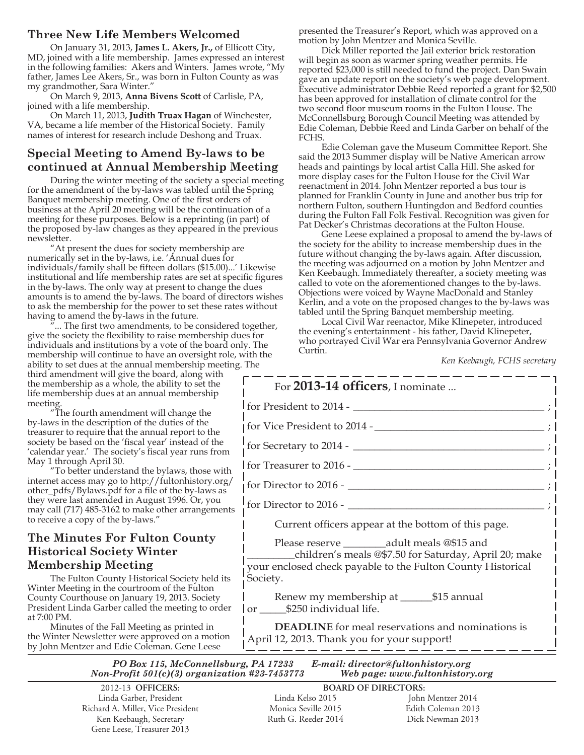## Three New Life Members Welcomed

On January 31, 2013, **James L. Akers, Jr.,** of Ellicott City, MD, joined with a life membership. James expressed an interest in the following families: Akers and Winters. James wrote, "My father, James Lee Akers, Sr., was born in Fulton County as was my grandmother, Sara Winter."

On March 9, 2013, **Anna Bivens Scott** of Carlisle, PA, joined with a life membership.

On March 11, 2013, **Judith Truax Hagan** of Winchester, VA, became a life member of the Historical Society. Family names of interest for research include Deshong and Truax.

## Special Meeting to Amend By-laws to be continued at Annual Membership Meeting

During the winter meeting of the society a special meeting for the amendment of the by-laws was tabled until the Spring Banquet membership meeting. One of the first orders of business at the April 20 meeting will be the continuation of a meeting for these purposes. Below is a reprinting (in part) of the proposed by-law changes as they appeared in the previous newsletter.

"At present the dues for society membership are numerically set in the by-laws, i.e. 'Annual dues for individuals/family shall be fifteen dollars ($15.00)...' Likewise institutional and life membership rates are set at specific figures in the by-laws. The only way at present to change the dues amounts is to amend the by-laws. The board of directors wishes to ask the membership for the power to set these rates without having to amend the by-laws in the future.

"... The first two amendments, to be considered together, give the society the flexibility to raise membership dues for individuals and institutions by a vote of the board only. The membership will continue to have an oversight role, with the ability to set dues at the annual membership meeting. The third amendment will give the board, along with the membership as a whole, the ability to set the life membership dues at an annual membership meeting.

"The fourth amendment will change the by-laws in the description of the duties of the treasurer to require that the annual report to the society be based on the 'fiscal year' instead of the 'calendar year.' The society's fiscal year runs from May 1 through April 30.

"To better understand the bylaws, those with internet access may go to http://fultonhistory.org/other_pdfs/Bylaws.pdf for a file of the by-laws as they were last amended in August 1996. Or, you may call (717) 485-3162 to make other arrangements to receive a copy of the by-laws."

## The Minutes For Fulton County Historical Society Winter Membership Meeting

The Fulton County Historical Society held its Winter Meeting in the courtroom of the Fulton County Courthouse on January 19, 2013. Society President Linda Garber called the meeting to order at 7:00 PM.

Minutes of the Fall Meeting as printed in the Winter Newsletter were approved on a motion by John Mentzer and Edie Coleman. Gene Leese presented the Treasurer's Report, which was approved on a motion by John Mentzer and Monica Seville.

Dick Miller reported the Jail exterior brick restoration will begin as soon as warmer spring weather permits. He reported $23,000 is still needed to fund the project. Dan Swain gave an update report on the society's web page development. Executive administrator Debbie Reed reported a grant for $2,500 has been approved for installation of climate control for the two second floor museum rooms in the Fulton House. The McConnellsburg Borough Council Meeting was attended by Edie Coleman, Debbie Reed and Linda Garber on behalf of the FCHS.

Edie Coleman gave the Museum Committee Report. She said the 2013 Summer display will be Native American arrow heads and paintings by local artist Calla Hill. She asked for more display cases for the Fulton House for the Civil War reenactment in 2014. John Mentzer reported a bus tour is planned for Franklin County in June and another bus trip for northern Fulton, southern Huntingdon and Bedford counties during the Fulton Fall Folk Festival. Recognition was given for Pat Decker's Christmas decorations at the Fulton House.

Gene Leese explained a proposal to amend the by-laws of the society for the ability to increase membership dues in the future without changing the by-laws again. After discussion, the meeting was adjourned on a motion by John Mentzer and Ken Keebaugh. Immediately thereafter, a society meeting was called to vote on the aforementioned changes to the by-laws. Objections were voiced by Wayne MacDonald and Stanley Kerlin, and a vote on the proposed changes to the by-laws was tabled until the Spring Banquet membership meeting.

Local Civil War reenactor, Mike Klinepeter, introduced the evening's entertainment - his father, David Klinepeter, who portrayed Civil War era Pennsylvania Governor Andrew Curtin.

*Ken Keebaugh, FCHS secretary*

---

For **2013-14 officers**, I nominate ...

for President to 2014 - ________________________________ ;

for Vice President to 2014 - ____________________________ ;

for Secretary to 2014 - ________________________________ ;

for Treasurer to 2016 - ________________________________ ;

for Director to 2016 - _________________________________ ;

for Director to 2016 - _________________________________ ;

Current officers appear at the bottom of this page.

Please reserve ________adult meals @$15 and _________children's meals @$7.50 for Saturday, April 20; make your enclosed check payable to the Fulton County Historical Society.

Renew my membership at ______$15 annual or _____$250 individual life.

**DEADLINE** for meal reservations and nominations is April 12, 2013. Thank you for your support!

---

***PO Box 115, McConnellsburg, PA 17233 E-mail: director@fultonhistory.org***
***Non-Profit 501(c)(3) organization #23-7453773 Web page: www.fultonhistory.org***

| 2012-13 **OFFICERS:** | **BOARD OF DIRECTORS:** | |
|---|---|---|
| Linda Garber, President | Linda Kelso 2015 | John Mentzer 2014 |
| Richard A. Miller, Vice President | Monica Seville 2015 | Edith Coleman 2013 |
| Ken Keebaugh, Secretary | Ruth G. Reeder 2014 | Dick Newman 2013 |
| Gene Leese, Treasurer 2013 | | |